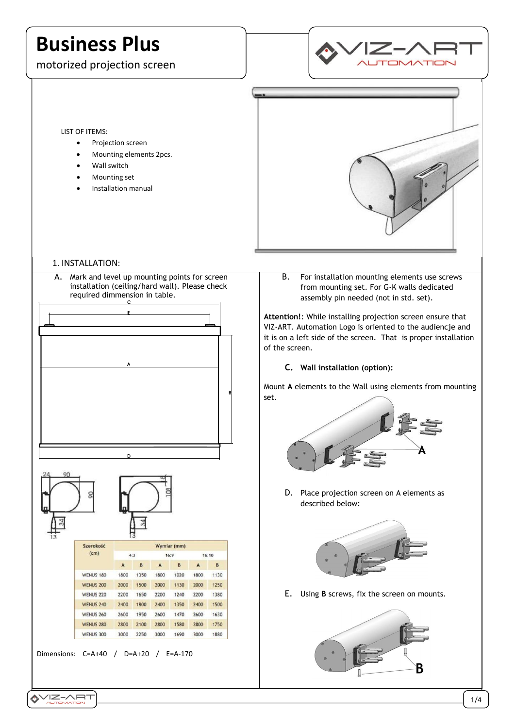# Business Plus

motorized projection screen

LIST OF ITEMS:

- Projection screen
- Mounting elements 2pcs.
- Wall switch
- Mounting set
- Installation manual

## 1. INSTALLATION:

A. Mark and level up mounting points for screen installation (ceiling/hard wall). Please check required dimmension in table.

| Szerokość (cm) | Wymiar (mm) | | | | | |
|---|---|---|---|---|---|---|
| | 4:3 | | 16:9 | | 16:10 | |
| | A | B | A | B | A | B |
| WENUS 180 | 1800 | 1350 | 1800 | 1020 | 1800 | 1130 |
| WENUS 200 | 2000 | 1500 | 2000 | 1130 | 2000 | 1250 |
| WENUS 220 | 2200 | 1650 | 2200 | 1240 | 2200 | 1380 |
| WENUS 240 | 2400 | 1800 | 2400 | 1350 | 2400 | 1500 |
| WENUS 260 | 2600 | 1950 | 2600 | 1470 | 2600 | 1630 |
| WENUS 280 | 2800 | 2100 | 2800 | 1580 | 2800 | 1750 |
| WENUS 300 | 3000 | 2250 | 3000 | 1690 | 3000 | 1880 |

Dimensions: C=A+40 / D=A+20 / E=A-170

B. For installation mounting elements use screws from mounting set. For G-K walls dedicated assembly pin needed (not in std. set).

**Attention!**: While installing projection screen ensure that VIZ-ART. Automation Logo is oriented to the audiencje and it is on a left side of the screen. That is proper installation of the screen.

C. **Wall installation (option):**

Mount **A** elements to the Wall using elements from mounting set.

D. Place projection screen on A elements as described below:

E. Using **B** screws, fix the screen on mounts.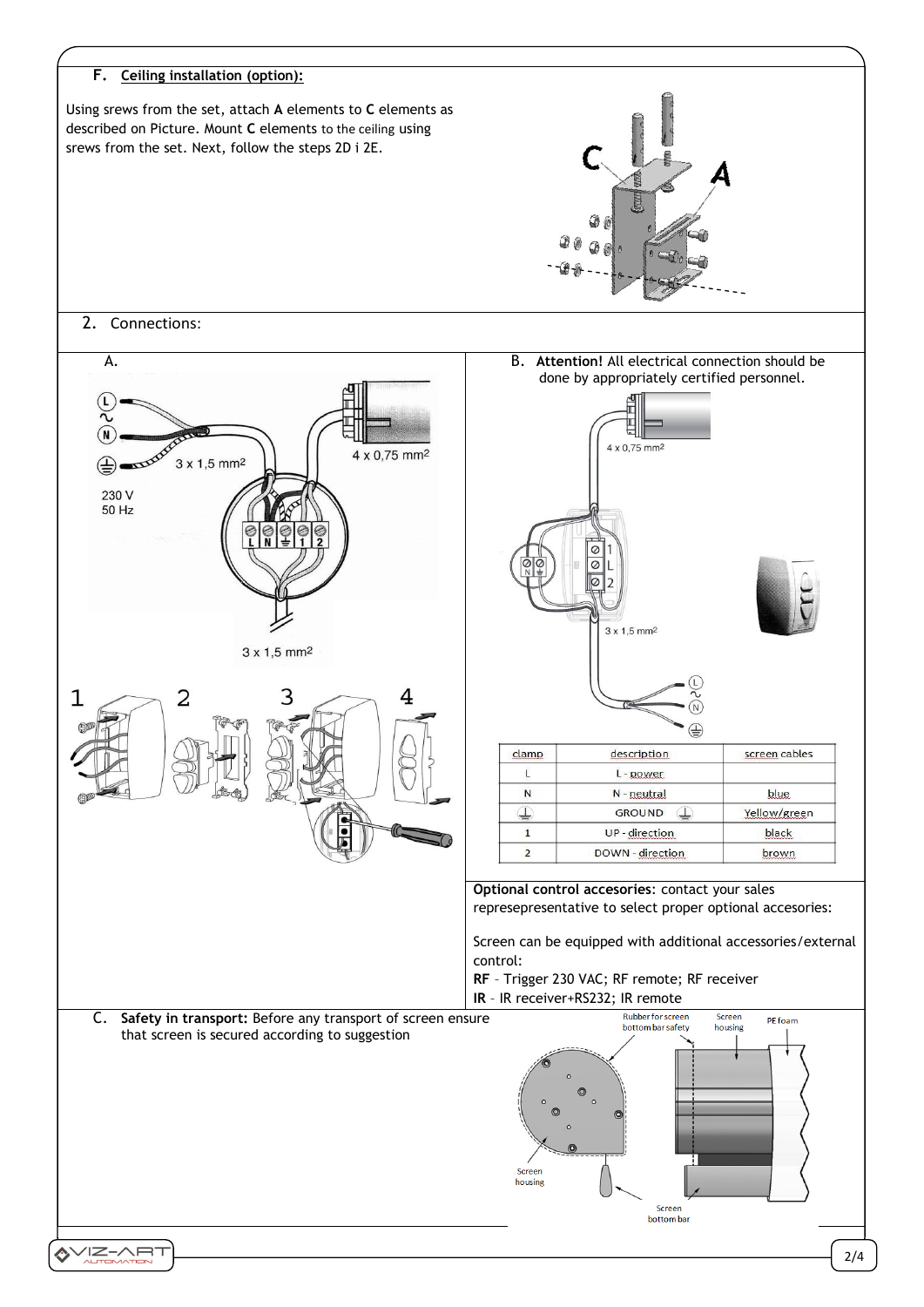### F. Ceiling installation (option):

Using srews from the set, attach **A** elements to **C** elements as described on Picture. Mount **C** elements to the ceiling using srews from the set. Next, follow the steps 2D i 2E.

## 2. Connections:

A.

B. **Attention!** All electrical connection should be done by appropriately certified personnel.

| clamp | description | screen cables |
| --- | --- | --- |
| L | L - power | |
| N | N - neutral | blue |
| ⏚ | GROUND ⏚ | Yellow/green |
| 1 | UP - direction | black |
| 2 | DOWN - direction | brown |

**Optional control accesories**: contact your sales represepresentative to select proper optional accesories:

Screen can be equipped with additional accessories/external control:
**RF** – Trigger 230 VAC; RF remote; RF receiver
**IR** – IR receiver+RS232; IR remote

C. **Safety in transport:** Before any transport of screen ensure that screen is secured according to suggestion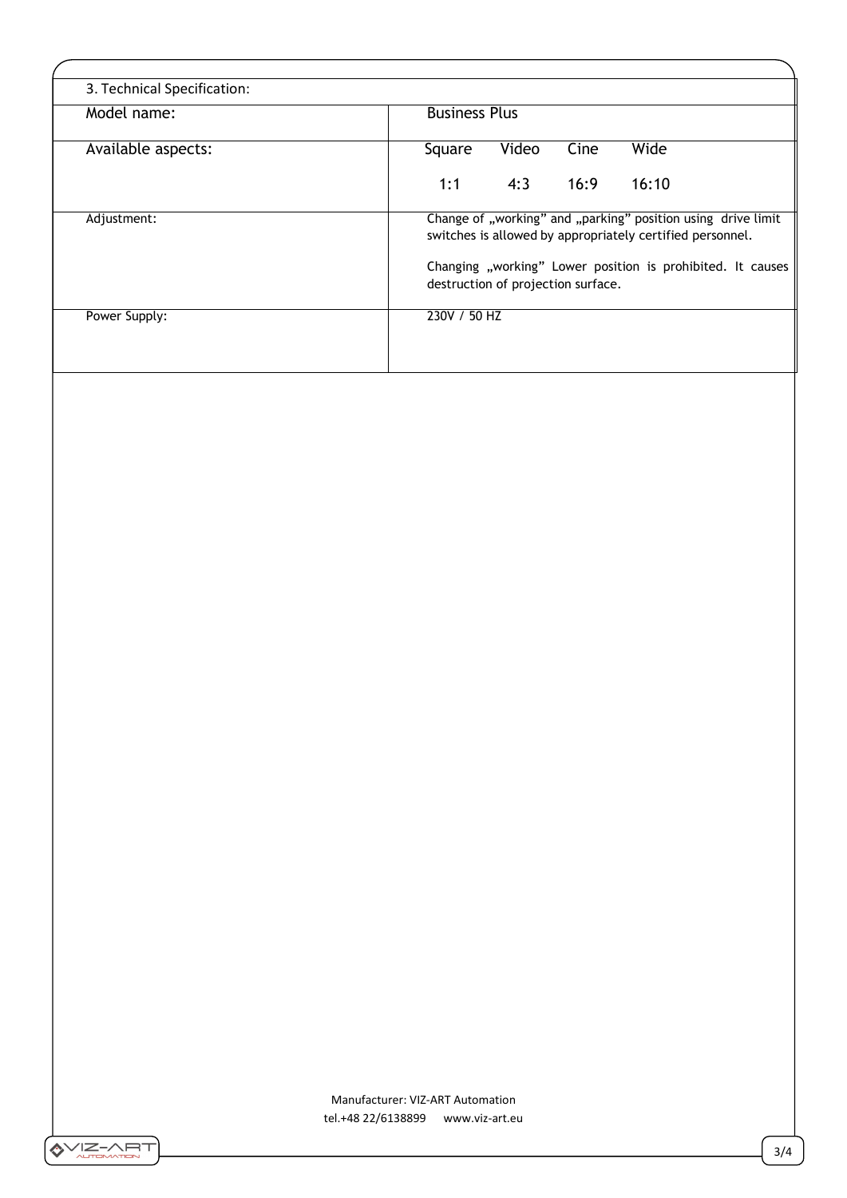| 3. Technical Specification: | |
|---|---|
| Model name: | Business Plus |
| Available aspects: | Square 1:1 Video 4:3 Cine 16:9 Wide 16:10 |
| Adjustment: | Change of „working" and „parking" position using drive limit switches is allowed by appropriately certified personnel.<br><br>Changing „working" Lower position is prohibited. It causes destruction of projection surface. |
| Power Supply: | 230V / 50 HZ |

Manufacturer: VIZ-ART Automation
tel.+48 22/6138899 www.viz-art.eu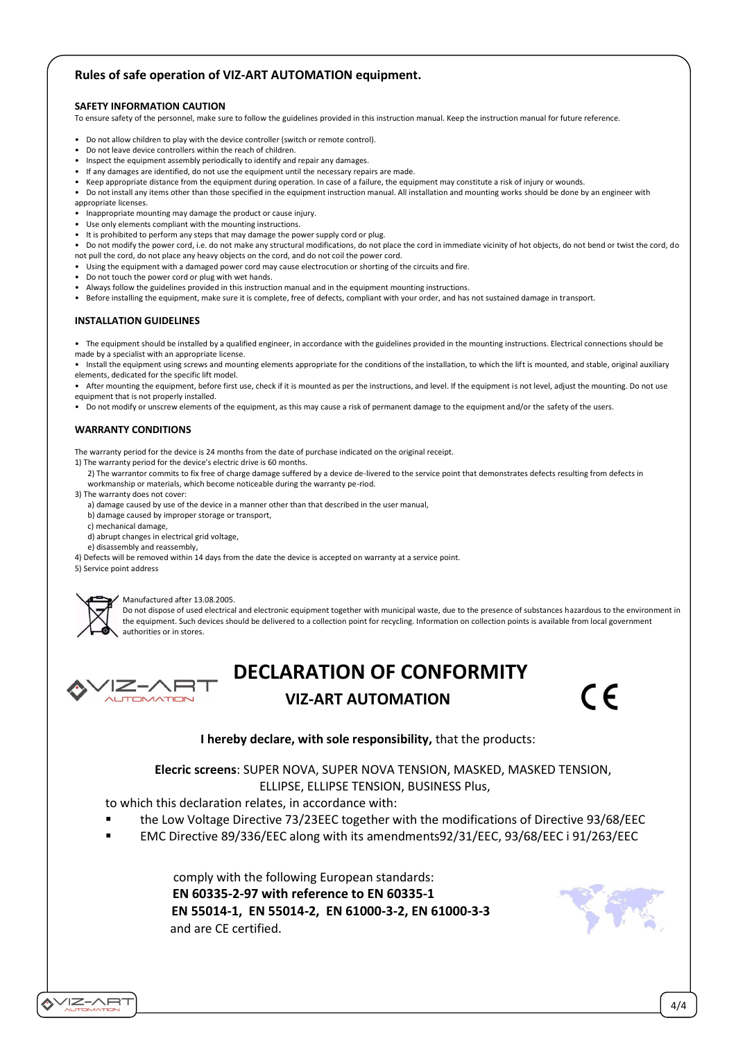## Rules of safe operation of VIZ-ART AUTOMATION equipment.

### SAFETY INFORMATION CAUTION

To ensure safety of the personnel, make sure to follow the guidelines provided in this instruction manual. Keep the instruction manual for future reference.

- Do not allow children to play with the device controller (switch or remote control).
- Do not leave device controllers within the reach of children.
- Inspect the equipment assembly periodically to identify and repair any damages.
- If any damages are identified, do not use the equipment until the necessary repairs are made.
- Keep appropriate distance from the equipment during operation. In case of a failure, the equipment may constitute a risk of injury or wounds.
- Do not install any items other than those specified in the equipment instruction manual. All installation and mounting works should be done by an engineer with appropriate licenses.
- Inappropriate mounting may damage the product or cause injury.
- Use only elements compliant with the mounting instructions.
- It is prohibited to perform any steps that may damage the power supply cord or plug.
- Do not modify the power cord, i.e. do not make any structural modifications, do not place the cord in immediate vicinity of hot objects, do not bend or twist the cord, do not pull the cord, do not place any heavy objects on the cord, and do not coil the power cord.
- Using the equipment with a damaged power cord may cause electrocution or shorting of the circuits and fire.
- Do not touch the power cord or plug with wet hands.
- Always follow the guidelines provided in this instruction manual and in the equipment mounting instructions.
- Before installing the equipment, make sure it is complete, free of defects, compliant with your order, and has not sustained damage in transport.

### INSTALLATION GUIDELINES

- The equipment should be installed by a qualified engineer, in accordance with the guidelines provided in the mounting instructions. Electrical connections should be made by a specialist with an appropriate license.
- Install the equipment using screws and mounting elements appropriate for the conditions of the installation, to which the lift is mounted, and stable, original auxiliary elements, dedicated for the specific lift model.
- After mounting the equipment, before first use, check if it is mounted as per the instructions, and level. If the equipment is not level, adjust the mounting. Do not use equipment that is not properly installed.
- Do not modify or unscrew elements of the equipment, as this may cause a risk of permanent damage to the equipment and/or the safety of the users.

### WARRANTY CONDITIONS

The warranty period for the device is 24 months from the date of purchase indicated on the original receipt.

1) The warranty period for the device's electric drive is 60 months.
2) The warrantor commits to fix free of charge damage suffered by a device de-livered to the service point that demonstrates defects resulting from defects in workmanship or materials, which become noticeable during the warranty pe-riod.
3) The warranty does not cover:
   a) damage caused by use of the device in a manner other than that described in the user manual,
   b) damage caused by improper storage or transport,
   c) mechanical damage,
   d) abrupt changes in electrical grid voltage,
   e) disassembly and reassembly,
4) Defects will be removed within 14 days from the date the device is accepted on warranty at a service point.
5) Service point address

Manufactured after 13.08.2005.
Do not dispose of used electrical and electronic equipment together with municipal waste, due to the presence of substances hazardous to the environment in the equipment. Such devices should be delivered to a collection point for recycling. Information on collection points is available from local government authorities or in stores.

# DECLARATION OF CONFORMITY

## VIZ-ART AUTOMATION

CE

**I hereby declare, with sole responsibility,** that the products:

**Elecric screens**: SUPER NOVA, SUPER NOVA TENSION, MASKED, MASKED TENSION, ELLIPSE, ELLIPSE TENSION, BUSINESS Plus,

to which this declaration relates, in accordance with:

- the Low Voltage Directive 73/23EEC together with the modifications of Directive 93/68/EEC
- EMC Directive 89/336/EEC along with its amendments92/31/EEC, 93/68/EEC i 91/263/EEC

comply with the following European standards:
**EN 60335-2-97 with reference to EN 60335-1**
**EN 55014-1, EN 55014-2, EN 61000-3-2, EN 61000-3-3**
and are CE certified.